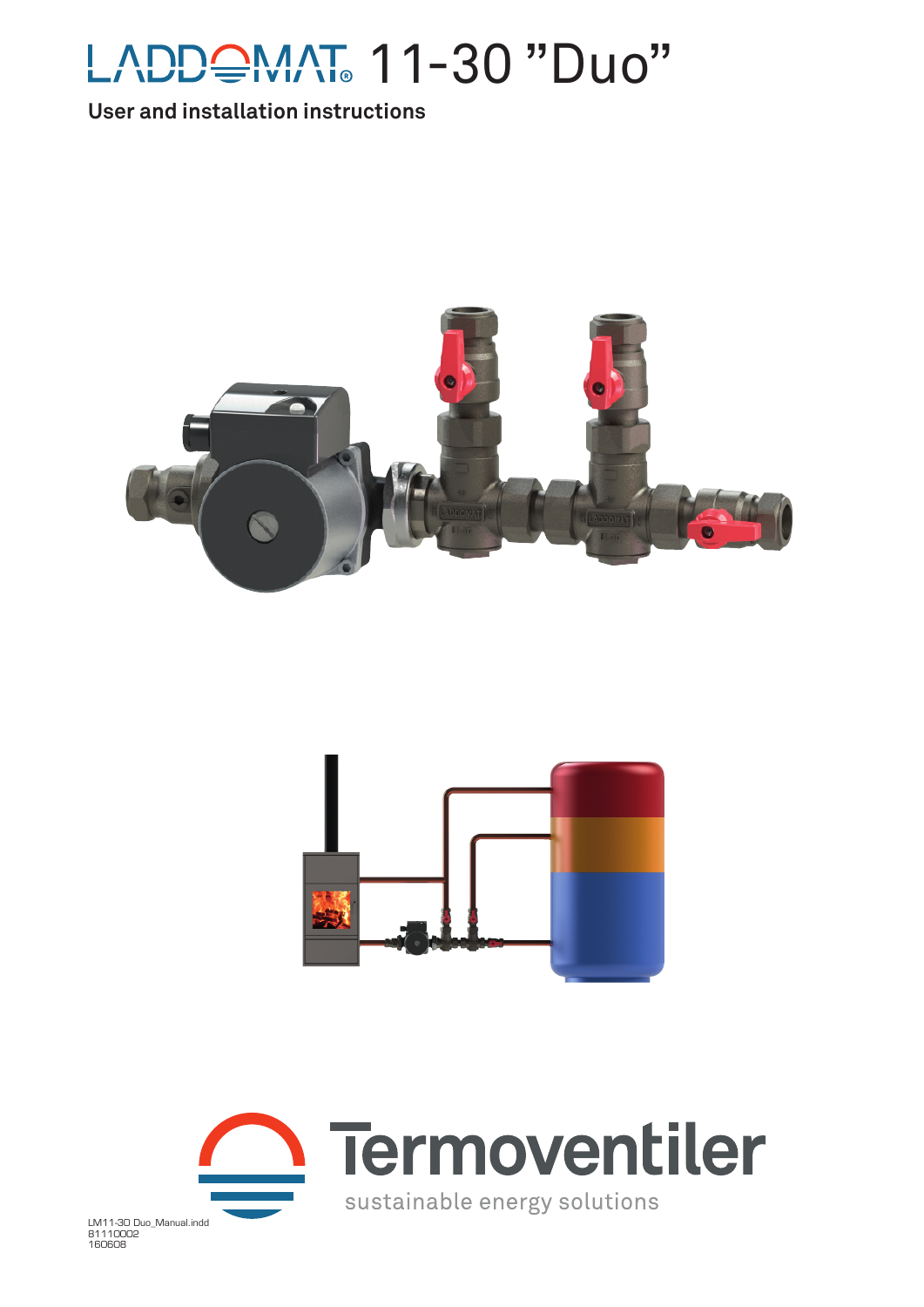# LADDOMAT® 11-30 "Duo"

**User and installation instructions**

Termoventiler

sustainable energy solutions

LM11-30 Duo_Manual.indd
81110002
160608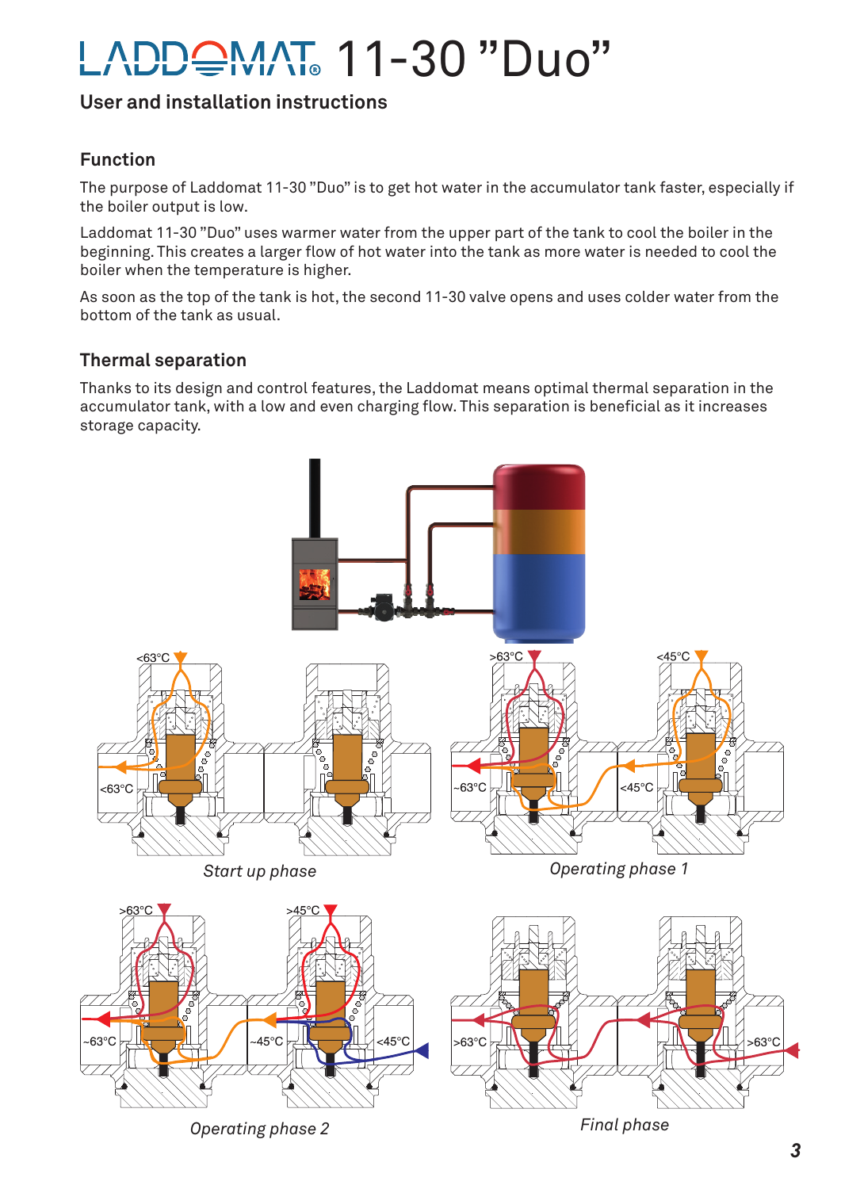# LADDOMAT® 11-30 "Duo"

## User and installation instructions

### Function

The purpose of Laddomat 11-30 "Duo" is to get hot water in the accumulator tank faster, especially if the boiler output is low.

Laddomat 11-30 "Duo" uses warmer water from the upper part of the tank to cool the boiler in the beginning. This creates a larger flow of hot water into the tank as more water is needed to cool the boiler when the temperature is higher.

As soon as the top of the tank is hot, the second 11-30 valve opens and uses colder water from the bottom of the tank as usual.

### Thermal separation

Thanks to its design and control features, the Laddomat means optimal thermal separation in the accumulator tank, with a low and even charging flow. This separation is beneficial as it increases storage capacity.

<63°C <63°C

*Start up phase*

>63°C ~63°C <45°C <45°C

*Operating phase 1*

>63°C ~63°C >45°C ~45°C <45°C

*Operating phase 2*

>63°C >63°C

*Final phase*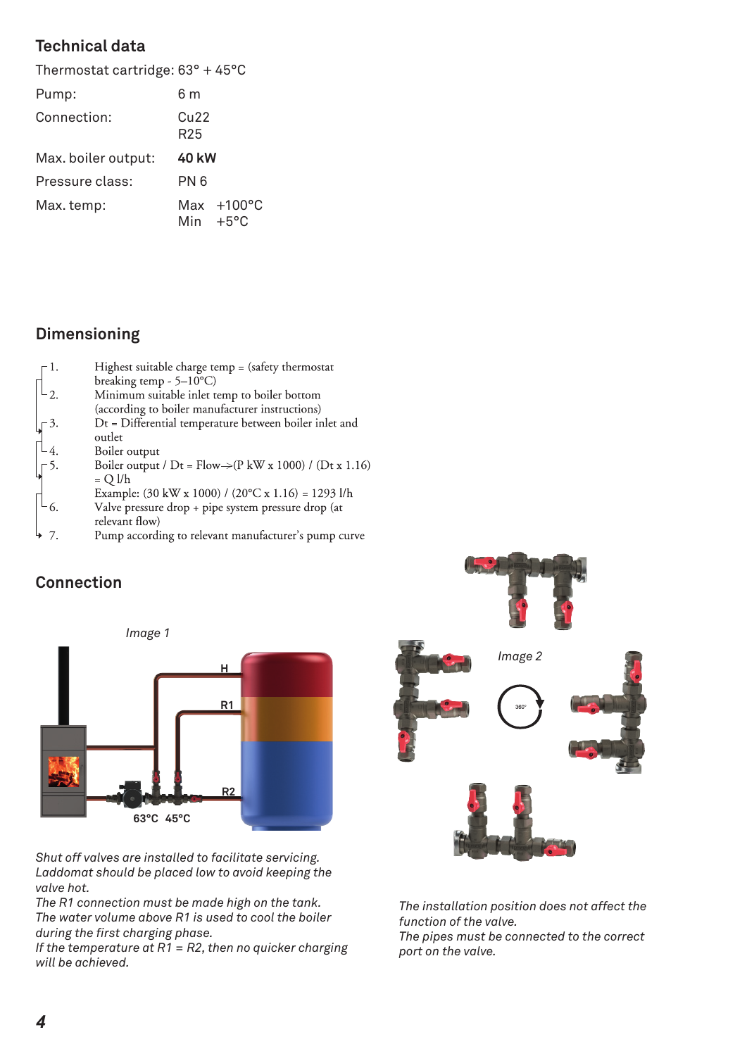## Technical data

| | |
|---|---|
| Thermostat cartridge: | 63° + 45°C |
| Pump: | 6 m |
| Connection: | Cu22<br>R25 |
| Max. boiler output: | **40 kW** |
| Pressure class: | PN 6 |
| Max. temp: | Max +100°C<br>Min +5°C |

## Dimensioning

1. Highest suitable charge temp = (safety thermostat breaking temp - 5–10°C)
2. Minimum suitable inlet temp to boiler bottom (according to boiler manufacturer instructions)
3. Dt = Differential temperature between boiler inlet and outlet
4. Boiler output
5. Boiler output / Dt = Flow→(P kW x 1000) / (Dt x 1.16) = Q l/h
   Example: (30 kW x 1000) / (20°C x 1.16) = 1293 l/h
6. Valve pressure drop + pipe system pressure drop (at relevant flow)
7. Pump according to relevant manufacturer's pump curve

## Connection

*Image 1*

*Shut off valves are installed to facilitate servicing. Laddomat should be placed low to avoid keeping the valve hot.*
*The R1 connection must be made high on the tank. The water volume above R1 is used to cool the boiler during the first charging phase.*
*If the temperature at R1 = R2, then no quicker charging will be achieved.*

*Image 2*

*The installation position does not affect the function of the valve.*
*The pipes must be connected to the correct port on the valve.*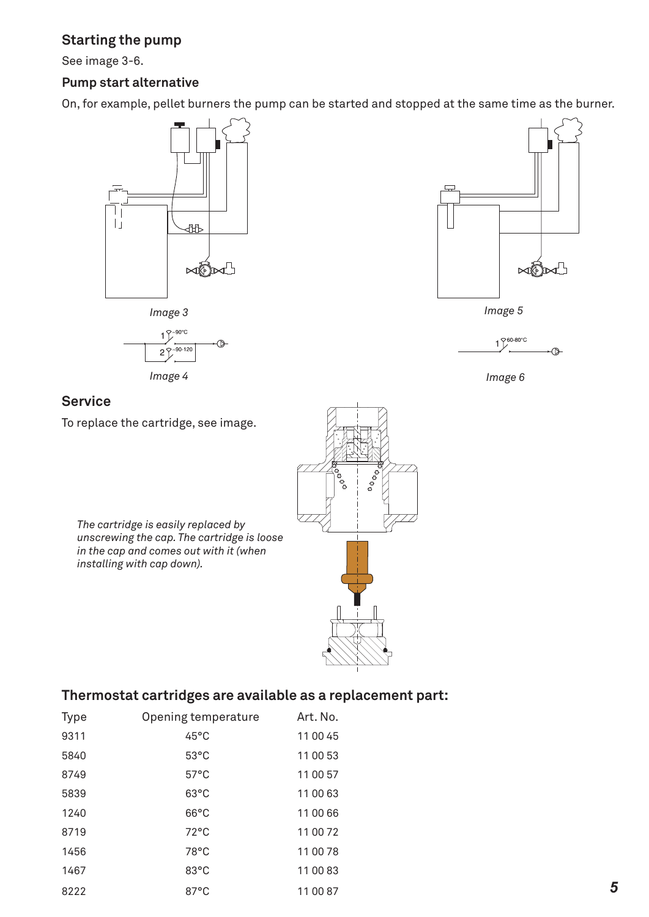### Starting the pump

See image 3-6.

#### Pump start alternative

On, for example, pellet burners the pump can be started and stopped at the same time as the burner.

*Image 3*

1 ~90°C
2 ~90-120

*Image 4*

*Image 5*

1 60-80°C

*Image 6*

### Service

To replace the cartridge, see image.

*The cartridge is easily replaced by unscrewing the cap. The cartridge is loose in the cap and comes out with it (when installing with cap down).*

### Thermostat cartridges are available as a replacement part:

| Type | Opening temperature | Art. No. |
|---|---|---|
| 9311 | 45°C | 11 00 45 |
| 5840 | 53°C | 11 00 53 |
| 8749 | 57°C | 11 00 57 |
| 5839 | 63°C | 11 00 63 |
| 1240 | 66°C | 11 00 66 |
| 8719 | 72°C | 11 00 72 |
| 1456 | 78°C | 11 00 78 |
| 1467 | 83°C | 11 00 83 |
| 8222 | 87°C | 11 00 87 |